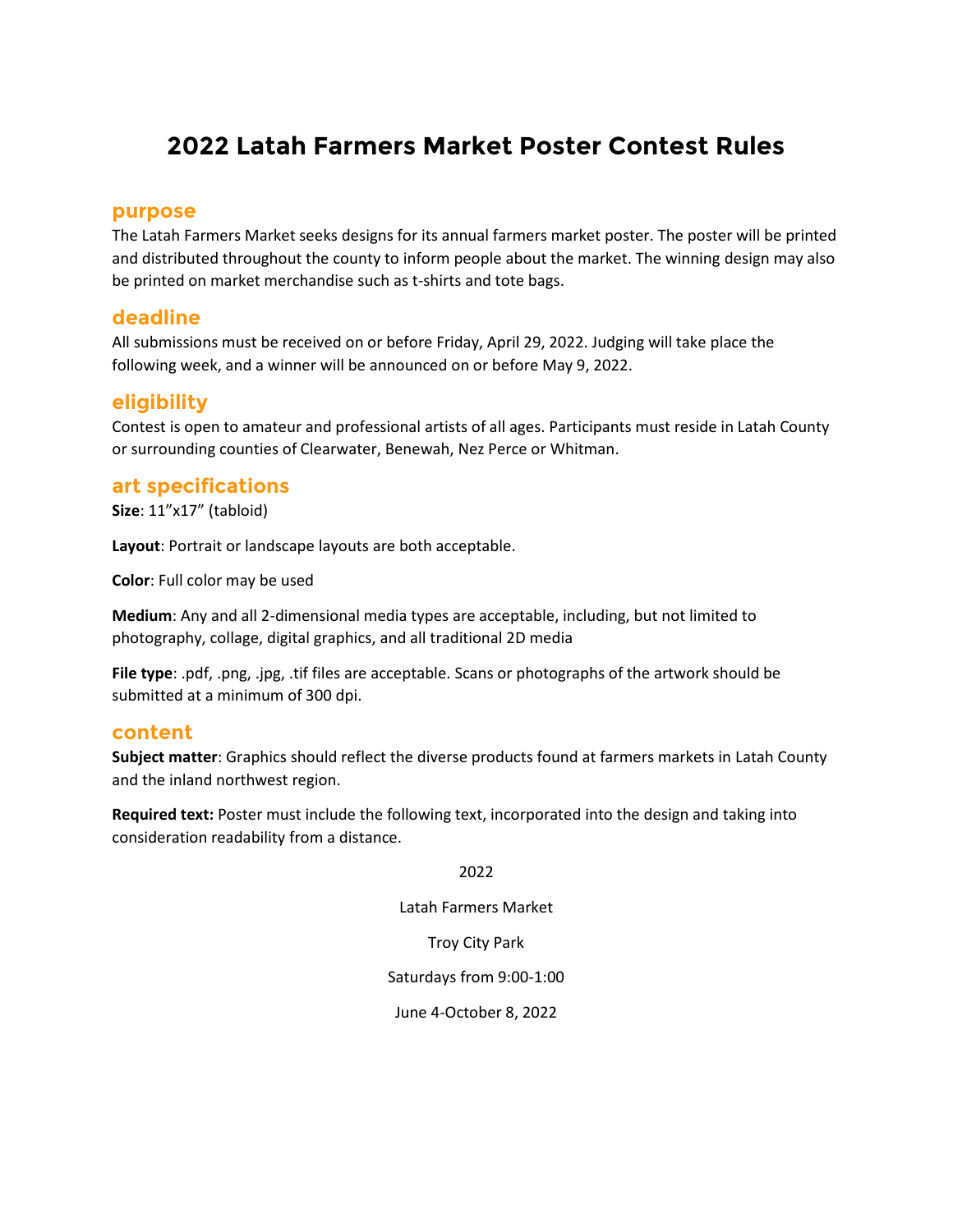# 2022 Latah Farmers Market Poster Contest Rules

## purpose

The Latah Farmers Market seeks designs for its annual farmers market poster. The poster will be printed and distributed throughout the county to inform people about the market. The winning design may also be printed on market merchandise such as t-shirts and tote bags.

## deadline

All submissions must be received on or before Friday, April 29, 2022. Judging will take place the following week, and a winner will be announced on or before May 9, 2022.

## eligibility

Contest is open to amateur and professional artists of all ages. Participants must reside in Latah County or surrounding counties of Clearwater, Benewah, Nez Perce or Whitman.

## art specifications

**Size**: 11”x17” (tabloid)

**Layout**: Portrait or landscape layouts are both acceptable.

**Color**: Full color may be used

**Medium**: Any and all 2-dimensional media types are acceptable, including, but not limited to photography, collage, digital graphics, and all traditional 2D media

**File type**: .pdf, .png, .jpg, .tif files are acceptable. Scans or photographs of the artwork should be submitted at a minimum of 300 dpi.

## content

**Subject matter**: Graphics should reflect the diverse products found at farmers markets in Latah County and the inland northwest region.

**Required text:** Poster must include the following text, incorporated into the design and taking into consideration readability from a distance.

2022

Latah Farmers Market

Troy City Park

Saturdays from 9:00-1:00

June 4-October 8, 2022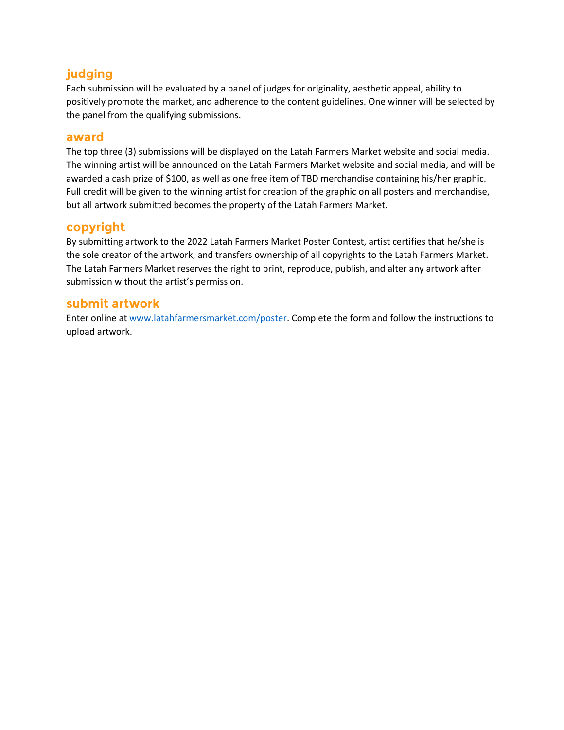## judging

Each submission will be evaluated by a panel of judges for originality, aesthetic appeal, ability to positively promote the market, and adherence to the content guidelines. One winner will be selected by the panel from the qualifying submissions.

## award

The top three (3) submissions will be displayed on the Latah Farmers Market website and social media. The winning artist will be announced on the Latah Farmers Market website and social media, and will be awarded a cash prize of $100, as well as one free item of TBD merchandise containing his/her graphic. Full credit will be given to the winning artist for creation of the graphic on all posters and merchandise, but all artwork submitted becomes the property of the Latah Farmers Market.

## copyright

By submitting artwork to the 2022 Latah Farmers Market Poster Contest, artist certifies that he/she is the sole creator of the artwork, and transfers ownership of all copyrights to the Latah Farmers Market. The Latah Farmers Market reserves the right to print, reproduce, publish, and alter any artwork after submission without the artist's permission.

## submit artwork

Enter online at [www.latahfarmersmarket.com/poster](www.latahfarmersmarket.com/poster). Complete the form and follow the instructions to upload artwork.